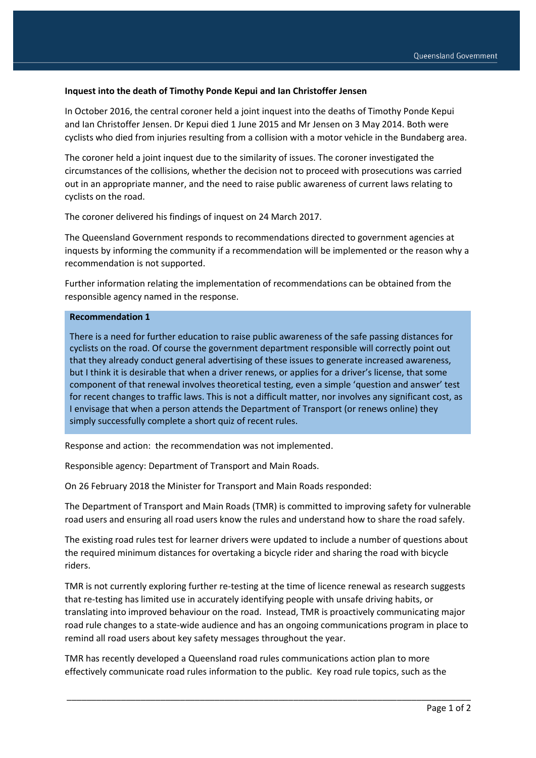**Inquest into the death of Timothy Ponde Kepui and Ian Christoffer Jensen**

In October 2016, the central coroner held a joint inquest into the deaths of Timothy Ponde Kepui and Ian Christoffer Jensen. Dr Kepui died 1 June 2015 and Mr Jensen on 3 May 2014. Both were cyclists who died from injuries resulting from a collision with a motor vehicle in the Bundaberg area.

The coroner held a joint inquest due to the similarity of issues. The coroner investigated the circumstances of the collisions, whether the decision not to proceed with prosecutions was carried out in an appropriate manner, and the need to raise public awareness of current laws relating to cyclists on the road.

The coroner delivered his findings of inquest on 24 March 2017.

The Queensland Government responds to recommendations directed to government agencies at inquests by informing the community if a recommendation will be implemented or the reason why a recommendation is not supported.

Further information relating the implementation of recommendations can be obtained from the responsible agency named in the response.

**Recommendation 1**

There is a need for further education to raise public awareness of the safe passing distances for cyclists on the road. Of course the government department responsible will correctly point out that they already conduct general advertising of these issues to generate increased awareness, but I think it is desirable that when a driver renews, or applies for a driver's license, that some component of that renewal involves theoretical testing, even a simple 'question and answer' test for recent changes to traffic laws. This is not a difficult matter, nor involves any significant cost, as I envisage that when a person attends the Department of Transport (or renews online) they simply successfully complete a short quiz of recent rules.

Response and action: the recommendation was not implemented.

Responsible agency: Department of Transport and Main Roads.

On 26 February 2018 the Minister for Transport and Main Roads responded:

The Department of Transport and Main Roads (TMR) is committed to improving safety for vulnerable road users and ensuring all road users know the rules and understand how to share the road safely.

The existing road rules test for learner drivers were updated to include a number of questions about the required minimum distances for overtaking a bicycle rider and sharing the road with bicycle riders.

TMR is not currently exploring further re-testing at the time of licence renewal as research suggests that re-testing has limited use in accurately identifying people with unsafe driving habits, or translating into improved behaviour on the road. Instead, TMR is proactively communicating major road rule changes to a state-wide audience and has an ongoing communications program in place to remind all road users about key safety messages throughout the year.

TMR has recently developed a Queensland road rules communications action plan to more effectively communicate road rules information to the public. Key road rule topics, such as the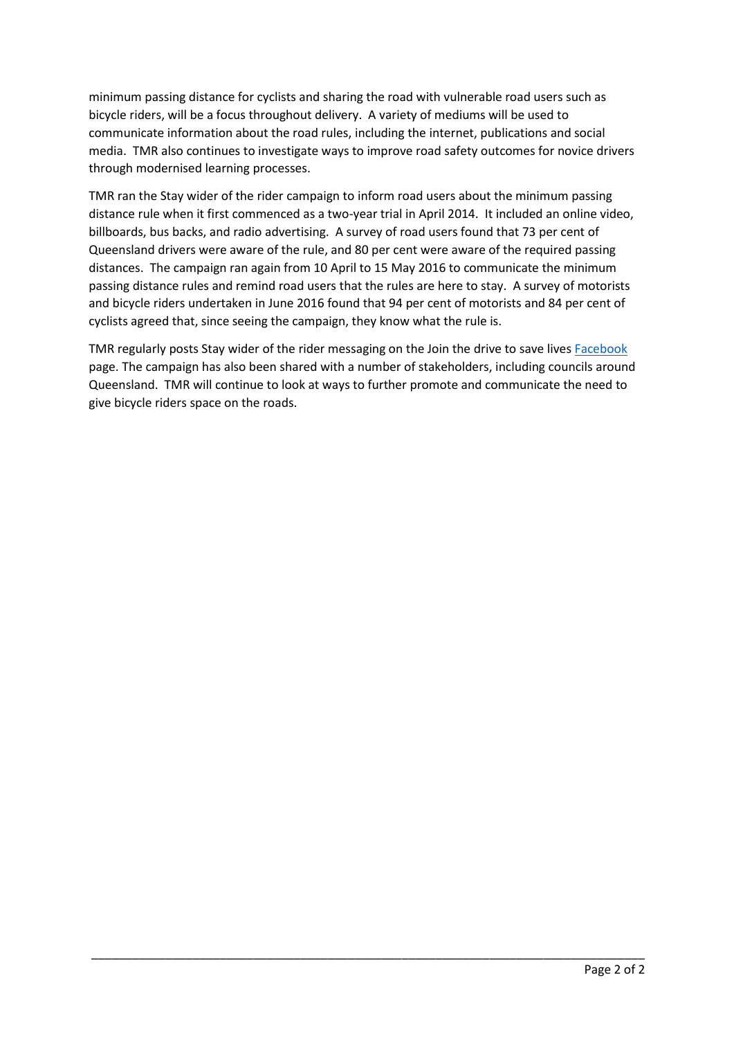minimum passing distance for cyclists and sharing the road with vulnerable road users such as bicycle riders, will be a focus throughout delivery. A variety of mediums will be used to communicate information about the road rules, including the internet, publications and social media. TMR also continues to investigate ways to improve road safety outcomes for novice drivers through modernised learning processes.

TMR ran the Stay wider of the rider campaign to inform road users about the minimum passing distance rule when it first commenced as a two-year trial in April 2014. It included an online video, billboards, bus backs, and radio advertising. A survey of road users found that 73 per cent of Queensland drivers were aware of the rule, and 80 per cent were aware of the required passing distances. The campaign ran again from 10 April to 15 May 2016 to communicate the minimum passing distance rules and remind road users that the rules are here to stay. A survey of motorists and bicycle riders undertaken in June 2016 found that 94 per cent of motorists and 84 per cent of cyclists agreed that, since seeing the campaign, they know what the rule is.

TMR regularly posts Stay wider of the rider messaging on the Join the drive to save lives Facebook page. The campaign has also been shared with a number of stakeholders, including councils around Queensland. TMR will continue to look at ways to further promote and communicate the need to give bicycle riders space on the roads.